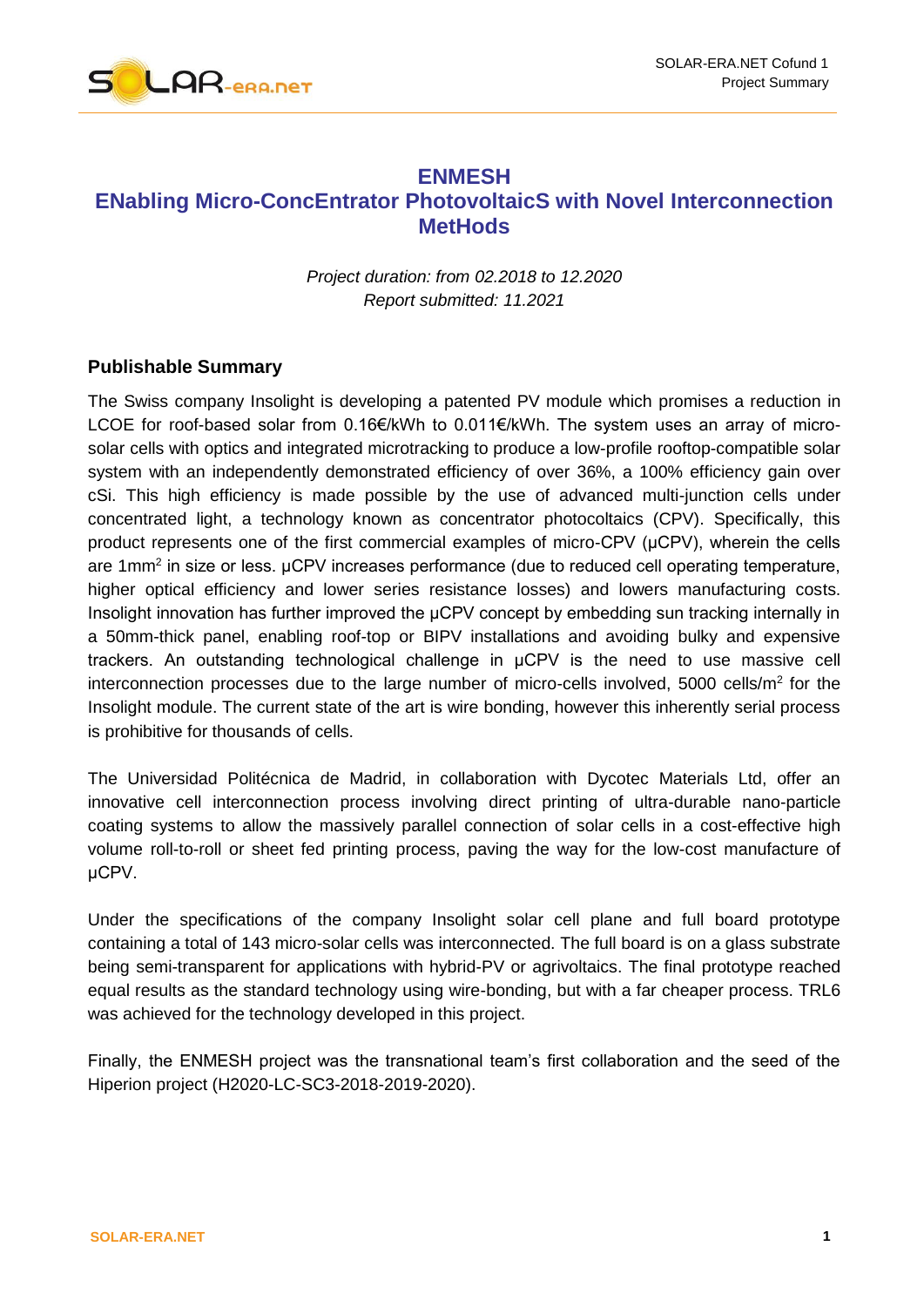# ENMESH
## ENabling Micro-ConcEntrator PhotovoltaicS with Novel Interconnection MetHods

*Project duration: from 02.2018 to 12.2020*
*Report submitted: 11.2021*

### Publishable Summary

The Swiss company Insolight is developing a patented PV module which promises a reduction in LCOE for roof-based solar from 0.16€/kWh to 0.011€/kWh. The system uses an array of micro-solar cells with optics and integrated microtracking to produce a low-profile rooftop-compatible solar system with an independently demonstrated efficiency of over 36%, a 100% efficiency gain over cSi. This high efficiency is made possible by the use of advanced multi-junction cells under concentrated light, a technology known as concentrator photocoltaics (CPV). Specifically, this product represents one of the first commercial examples of micro-CPV (µCPV), wherein the cells are 1mm$^2$ in size or less. µCPV increases performance (due to reduced cell operating temperature, higher optical efficiency and lower series resistance losses) and lowers manufacturing costs. Insolight innovation has further improved the µCPV concept by embedding sun tracking internally in a 50mm-thick panel, enabling roof-top or BIPV installations and avoiding bulky and expensive trackers. An outstanding technological challenge in µCPV is the need to use massive cell interconnection processes due to the large number of micro-cells involved, 5000 cells/m$^2$ for the Insolight module. The current state of the art is wire bonding, however this inherently serial process is prohibitive for thousands of cells.

The Universidad Politécnica de Madrid, in collaboration with Dycotec Materials Ltd, offer an innovative cell interconnection process involving direct printing of ultra-durable nano-particle coating systems to allow the massively parallel connection of solar cells in a cost-effective high volume roll-to-roll or sheet fed printing process, paving the way for the low-cost manufacture of µCPV.

Under the specifications of the company Insolight solar cell plane and full board prototype containing a total of 143 micro-solar cells was interconnected. The full board is on a glass substrate being semi-transparent for applications with hybrid-PV or agrivoltaics. The final prototype reached equal results as the standard technology using wire-bonding, but with a far cheaper process. TRL6 was achieved for the technology developed in this project.

Finally, the ENMESH project was the transnational team's first collaboration and the seed of the Hiperion project (H2020-LC-SC3-2018-2019-2020).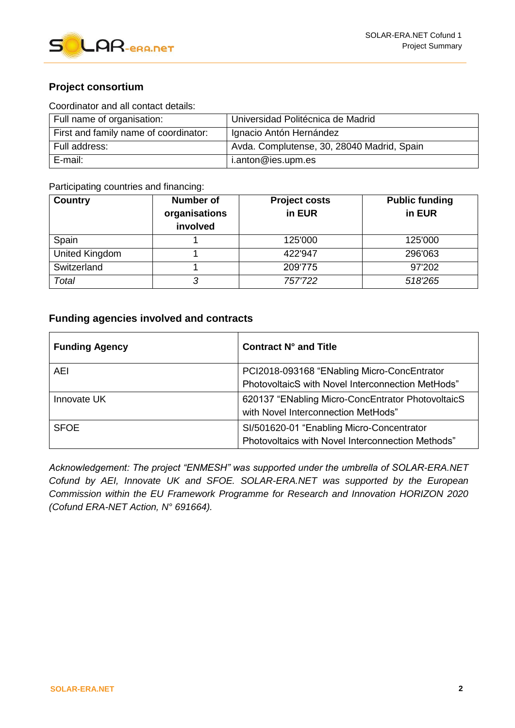## Project consortium

Coordinator and all contact details:

| | |
|---|---|
| Full name of organisation: | Universidad Politécnica de Madrid |
| First and family name of coordinator: | Ignacio Antón Hernández |
| Full address: | Avda. Complutense, 30, 28040 Madrid, Spain |
| E-mail: | i.anton@ies.upm.es |

Participating countries and financing:

| Country | Number of organisations involved | Project costs in EUR | Public funding in EUR |
|---|---|---|---|
| Spain | 1 | 125'000 | 125'000 |
| United Kingdom | 1 | 422'947 | 296'063 |
| Switzerland | 1 | 209'775 | 97'202 |
| *Total* | *3* | *757'722* | *518'265* |

## Funding agencies involved and contracts

| Funding Agency | Contract N° and Title |
|---|---|
| AEI | PCI2018-093168 "ENabling Micro-ConcEntrator PhotovoltaicS with Novel Interconnection MetHods" |
| Innovate UK | 620137 "ENabling Micro-ConcEntrator PhotovoltaicS with Novel Interconnection MetHods" |
| SFOE | SI/501620-01 "Enabling Micro-Concentrator Photovoltaics with Novel Interconnection Methods" |

*Acknowledgement: The project "ENMESH" was supported under the umbrella of SOLAR-ERA.NET Cofund by AEI, Innovate UK and SFOE. SOLAR-ERA.NET was supported by the European Commission within the EU Framework Programme for Research and Innovation HORIZON 2020 (Cofund ERA-NET Action, N° 691664).*